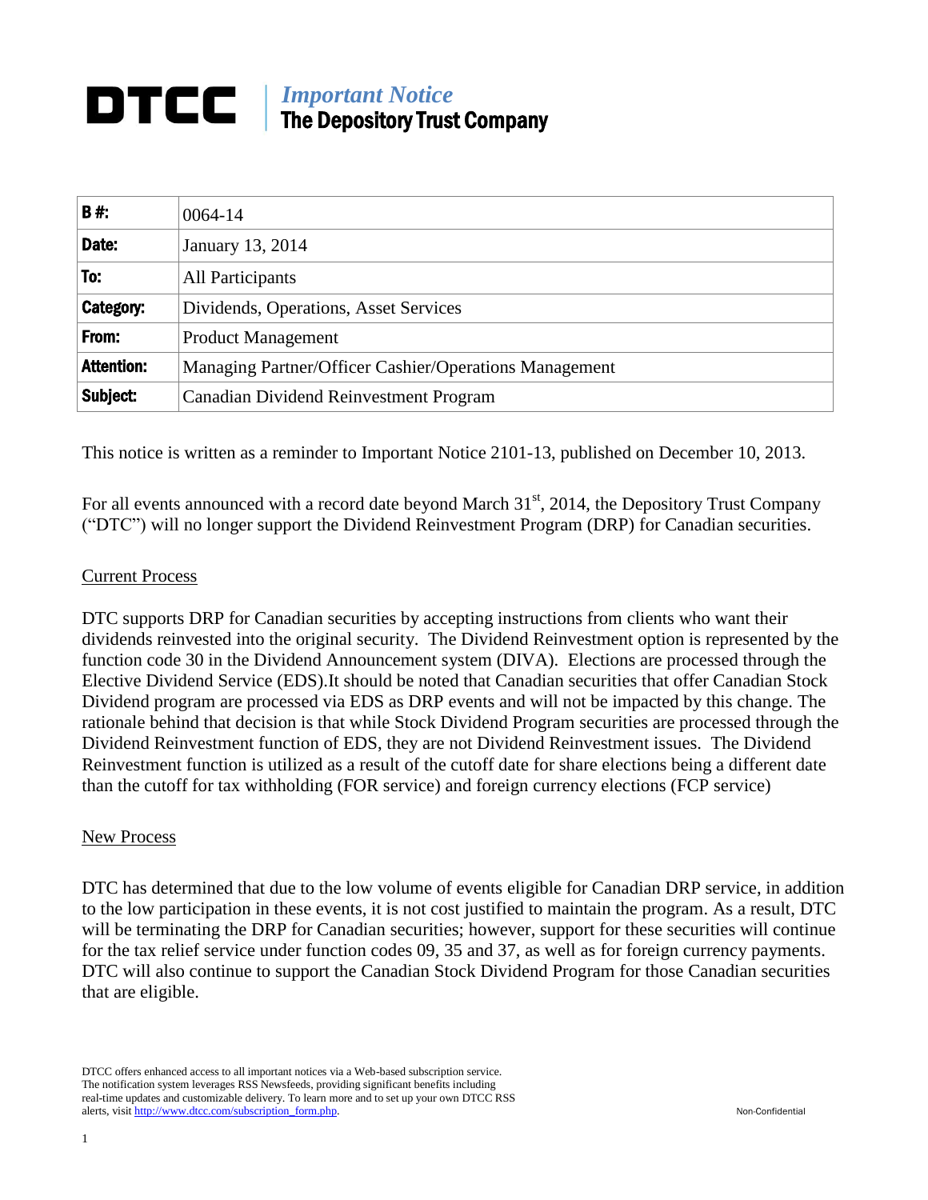# DTCC | *Important Notice* The Depository Trust Company

| | |
|---|---|
| **B #:** | 0064-14 |
| **Date:** | January 13, 2014 |
| **To:** | All Participants |
| **Category:** | Dividends, Operations, Asset Services |
| **From:** | Product Management |
| **Attention:** | Managing Partner/Officer Cashier/Operations Management |
| **Subject:** | Canadian Dividend Reinvestment Program |

This notice is written as a reminder to Important Notice 2101-13, published on December 10, 2013.

For all events announced with a record date beyond March 31st, 2014, the Depository Trust Company ("DTC") will no longer support the Dividend Reinvestment Program (DRP) for Canadian securities.

Current Process

DTC supports DRP for Canadian securities by accepting instructions from clients who want their dividends reinvested into the original security. The Dividend Reinvestment option is represented by the function code 30 in the Dividend Announcement system (DIVA). Elections are processed through the Elective Dividend Service (EDS).It should be noted that Canadian securities that offer Canadian Stock Dividend program are processed via EDS as DRP events and will not be impacted by this change. The rationale behind that decision is that while Stock Dividend Program securities are processed through the Dividend Reinvestment function of EDS, they are not Dividend Reinvestment issues. The Dividend Reinvestment function is utilized as a result of the cutoff date for share elections being a different date than the cutoff for tax withholding (FOR service) and foreign currency elections (FCP service)

New Process

DTC has determined that due to the low volume of events eligible for Canadian DRP service, in addition to the low participation in these events, it is not cost justified to maintain the program. As a result, DTC will be terminating the DRP for Canadian securities; however, support for these securities will continue for the tax relief service under function codes 09, 35 and 37, as well as for foreign currency payments. DTC will also continue to support the Canadian Stock Dividend Program for those Canadian securities that are eligible.

DTCC offers enhanced access to all important notices via a Web-based subscription service. The notification system leverages RSS Newsfeeds, providing significant benefits including real-time updates and customizable delivery. To learn more and to set up your own DTCC RSS alerts, visit http://www.dtcc.com/subscription_form.php.

Non-Confidential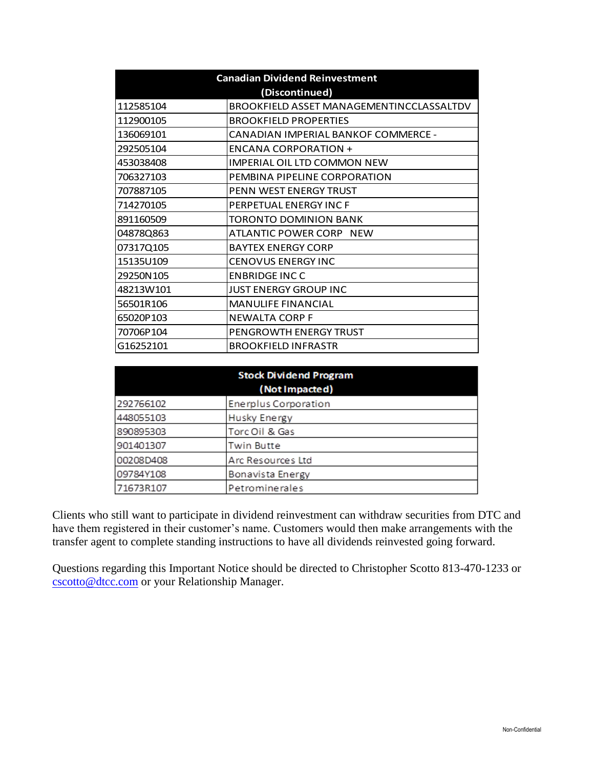| Canadian Dividend Reinvestment (Discontinued) | |
|---|---|
| 112585104 | BROOKFIELD ASSET MANAGEMENTINCCLASSALTDV |
| 112900105 | BROOKFIELD PROPERTIES |
| 136069101 | CANADIAN IMPERIAL BANKOF COMMERCE - |
| 292505104 | ENCANA CORPORATION + |
| 453038408 | IMPERIAL OIL LTD COMMON NEW |
| 706327103 | PEMBINA PIPELINE CORPORATION |
| 707887105 | PENN WEST ENERGY TRUST |
| 714270105 | PERPETUAL ENERGY INC F |
| 891160509 | TORONTO DOMINION BANK |
| 04878Q863 | ATLANTIC POWER CORP NEW |
| 07317Q105 | BAYTEX ENERGY CORP |
| 15135U109 | CENOVUS ENERGY INC |
| 29250N105 | ENBRIDGE INC C |
| 48213W101 | JUST ENERGY GROUP INC |
| 56501R106 | MANULIFE FINANCIAL |
| 65020P103 | NEWALTA CORP F |
| 70706P104 | PENGROWTH ENERGY TRUST |
| G16252101 | BROOKFIELD INFRASTR |

| Stock Dividend Program (Not Impacted) | |
|---|---|
| 292766102 | Enerplus Corporation |
| 448055103 | Husky Energy |
| 890895303 | Torc Oil & Gas |
| 901401307 | Twin Butte |
| 00208D408 | Arc Resources Ltd |
| 09784Y108 | Bonavista Energy |
| 71673R107 | Petrominerales |

Clients who still want to participate in dividend reinvestment can withdraw securities from DTC and have them registered in their customer's name. Customers would then make arrangements with the transfer agent to complete standing instructions to have all dividends reinvested going forward.

Questions regarding this Important Notice should be directed to Christopher Scotto 813-470-1233 or cscotto@dtcc.com or your Relationship Manager.